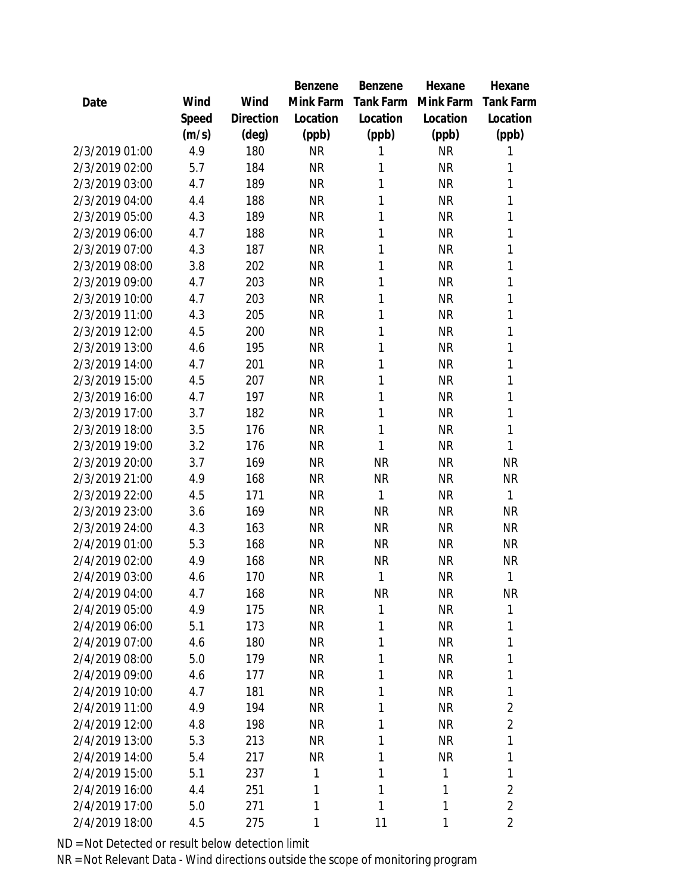| Date | Wind Speed (m/s) | Wind Direction (deg) | Benzene Mink Farm Location (ppb) | Benzene Tank Farm Location (ppb) | Hexane Mink Farm Location (ppb) | Hexane Tank Farm Location (ppb) |
|---|---|---|---|---|---|---|
| 2/3/2019 01:00 | 4.9 | 180 | NR | 1 | NR | 1 |
| 2/3/2019 02:00 | 5.7 | 184 | NR | 1 | NR | 1 |
| 2/3/2019 03:00 | 4.7 | 189 | NR | 1 | NR | 1 |
| 2/3/2019 04:00 | 4.4 | 188 | NR | 1 | NR | 1 |
| 2/3/2019 05:00 | 4.3 | 189 | NR | 1 | NR | 1 |
| 2/3/2019 06:00 | 4.7 | 188 | NR | 1 | NR | 1 |
| 2/3/2019 07:00 | 4.3 | 187 | NR | 1 | NR | 1 |
| 2/3/2019 08:00 | 3.8 | 202 | NR | 1 | NR | 1 |
| 2/3/2019 09:00 | 4.7 | 203 | NR | 1 | NR | 1 |
| 2/3/2019 10:00 | 4.7 | 203 | NR | 1 | NR | 1 |
| 2/3/2019 11:00 | 4.3 | 205 | NR | 1 | NR | 1 |
| 2/3/2019 12:00 | 4.5 | 200 | NR | 1 | NR | 1 |
| 2/3/2019 13:00 | 4.6 | 195 | NR | 1 | NR | 1 |
| 2/3/2019 14:00 | 4.7 | 201 | NR | 1 | NR | 1 |
| 2/3/2019 15:00 | 4.5 | 207 | NR | 1 | NR | 1 |
| 2/3/2019 16:00 | 4.7 | 197 | NR | 1 | NR | 1 |
| 2/3/2019 17:00 | 3.7 | 182 | NR | 1 | NR | 1 |
| 2/3/2019 18:00 | 3.5 | 176 | NR | 1 | NR | 1 |
| 2/3/2019 19:00 | 3.2 | 176 | NR | 1 | NR | 1 |
| 2/3/2019 20:00 | 3.7 | 169 | NR | NR | NR | NR |
| 2/3/2019 21:00 | 4.9 | 168 | NR | NR | NR | NR |
| 2/3/2019 22:00 | 4.5 | 171 | NR | 1 | NR | 1 |
| 2/3/2019 23:00 | 3.6 | 169 | NR | NR | NR | NR |
| 2/3/2019 24:00 | 4.3 | 163 | NR | NR | NR | NR |
| 2/4/2019 01:00 | 5.3 | 168 | NR | NR | NR | NR |
| 2/4/2019 02:00 | 4.9 | 168 | NR | NR | NR | NR |
| 2/4/2019 03:00 | 4.6 | 170 | NR | 1 | NR | 1 |
| 2/4/2019 04:00 | 4.7 | 168 | NR | NR | NR | NR |
| 2/4/2019 05:00 | 4.9 | 175 | NR | 1 | NR | 1 |
| 2/4/2019 06:00 | 5.1 | 173 | NR | 1 | NR | 1 |
| 2/4/2019 07:00 | 4.6 | 180 | NR | 1 | NR | 1 |
| 2/4/2019 08:00 | 5.0 | 179 | NR | 1 | NR | 1 |
| 2/4/2019 09:00 | 4.6 | 177 | NR | 1 | NR | 1 |
| 2/4/2019 10:00 | 4.7 | 181 | NR | 1 | NR | 1 |
| 2/4/2019 11:00 | 4.9 | 194 | NR | 1 | NR | 2 |
| 2/4/2019 12:00 | 4.8 | 198 | NR | 1 | NR | 2 |
| 2/4/2019 13:00 | 5.3 | 213 | NR | 1 | NR | 1 |
| 2/4/2019 14:00 | 5.4 | 217 | NR | 1 | NR | 1 |
| 2/4/2019 15:00 | 5.1 | 237 | 1 | 1 | 1 | 1 |
| 2/4/2019 16:00 | 4.4 | 251 | 1 | 1 | 1 | 2 |
| 2/4/2019 17:00 | 5.0 | 271 | 1 | 1 | 1 | 2 |
| 2/4/2019 18:00 | 4.5 | 275 | 1 | 11 | 1 | 2 |

ND = Not Detected or result below detection limit

NR = Not Relevant Data - Wind directions outside the scope of monitoring program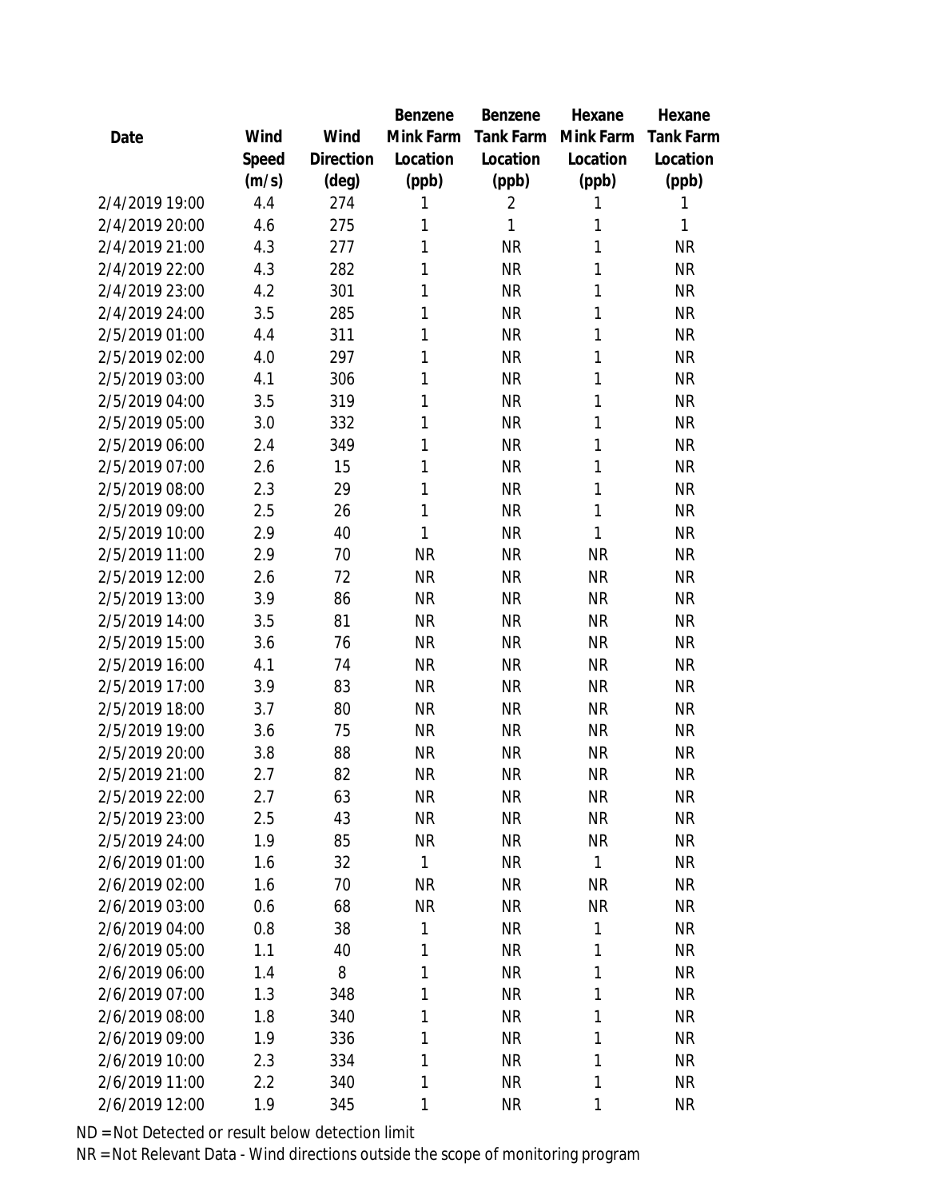| Date | Wind Speed (m/s) | Wind Direction (deg) | Benzene Mink Farm Location (ppb) | Benzene Tank Farm Location (ppb) | Hexane Mink Farm Location (ppb) | Hexane Tank Farm Location (ppb) |
|---|---|---|---|---|---|---|
| 2/4/2019 19:00 | 4.4 | 274 | 1 | 2 | 1 | 1 |
| 2/4/2019 20:00 | 4.6 | 275 | 1 | 1 | 1 | 1 |
| 2/4/2019 21:00 | 4.3 | 277 | 1 | NR | 1 | NR |
| 2/4/2019 22:00 | 4.3 | 282 | 1 | NR | 1 | NR |
| 2/4/2019 23:00 | 4.2 | 301 | 1 | NR | 1 | NR |
| 2/4/2019 24:00 | 3.5 | 285 | 1 | NR | 1 | NR |
| 2/5/2019 01:00 | 4.4 | 311 | 1 | NR | 1 | NR |
| 2/5/2019 02:00 | 4.0 | 297 | 1 | NR | 1 | NR |
| 2/5/2019 03:00 | 4.1 | 306 | 1 | NR | 1 | NR |
| 2/5/2019 04:00 | 3.5 | 319 | 1 | NR | 1 | NR |
| 2/5/2019 05:00 | 3.0 | 332 | 1 | NR | 1 | NR |
| 2/5/2019 06:00 | 2.4 | 349 | 1 | NR | 1 | NR |
| 2/5/2019 07:00 | 2.6 | 15 | 1 | NR | 1 | NR |
| 2/5/2019 08:00 | 2.3 | 29 | 1 | NR | 1 | NR |
| 2/5/2019 09:00 | 2.5 | 26 | 1 | NR | 1 | NR |
| 2/5/2019 10:00 | 2.9 | 40 | 1 | NR | 1 | NR |
| 2/5/2019 11:00 | 2.9 | 70 | NR | NR | NR | NR |
| 2/5/2019 12:00 | 2.6 | 72 | NR | NR | NR | NR |
| 2/5/2019 13:00 | 3.9 | 86 | NR | NR | NR | NR |
| 2/5/2019 14:00 | 3.5 | 81 | NR | NR | NR | NR |
| 2/5/2019 15:00 | 3.6 | 76 | NR | NR | NR | NR |
| 2/5/2019 16:00 | 4.1 | 74 | NR | NR | NR | NR |
| 2/5/2019 17:00 | 3.9 | 83 | NR | NR | NR | NR |
| 2/5/2019 18:00 | 3.7 | 80 | NR | NR | NR | NR |
| 2/5/2019 19:00 | 3.6 | 75 | NR | NR | NR | NR |
| 2/5/2019 20:00 | 3.8 | 88 | NR | NR | NR | NR |
| 2/5/2019 21:00 | 2.7 | 82 | NR | NR | NR | NR |
| 2/5/2019 22:00 | 2.7 | 63 | NR | NR | NR | NR |
| 2/5/2019 23:00 | 2.5 | 43 | NR | NR | NR | NR |
| 2/5/2019 24:00 | 1.9 | 85 | NR | NR | NR | NR |
| 2/6/2019 01:00 | 1.6 | 32 | 1 | NR | 1 | NR |
| 2/6/2019 02:00 | 1.6 | 70 | NR | NR | NR | NR |
| 2/6/2019 03:00 | 0.6 | 68 | NR | NR | NR | NR |
| 2/6/2019 04:00 | 0.8 | 38 | 1 | NR | 1 | NR |
| 2/6/2019 05:00 | 1.1 | 40 | 1 | NR | 1 | NR |
| 2/6/2019 06:00 | 1.4 | 8 | 1 | NR | 1 | NR |
| 2/6/2019 07:00 | 1.3 | 348 | 1 | NR | 1 | NR |
| 2/6/2019 08:00 | 1.8 | 340 | 1 | NR | 1 | NR |
| 2/6/2019 09:00 | 1.9 | 336 | 1 | NR | 1 | NR |
| 2/6/2019 10:00 | 2.3 | 334 | 1 | NR | 1 | NR |
| 2/6/2019 11:00 | 2.2 | 340 | 1 | NR | 1 | NR |
| 2/6/2019 12:00 | 1.9 | 345 | 1 | NR | 1 | NR |

ND = Not Detected or result below detection limit

NR = Not Relevant Data - Wind directions outside the scope of monitoring program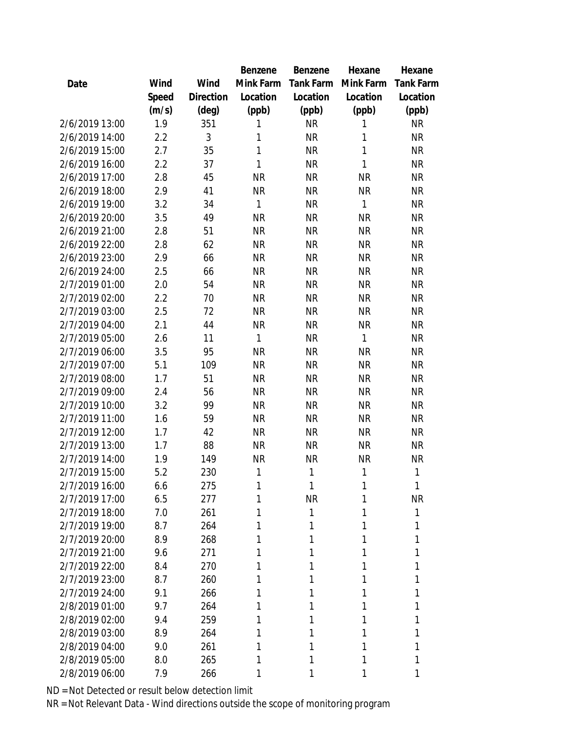| Date | Wind Speed (m/s) | Wind Direction (deg) | Benzene Mink Farm Location (ppb) | Benzene Tank Farm Location (ppb) | Hexane Mink Farm Location (ppb) | Hexane Tank Farm Location (ppb) |
|---|---|---|---|---|---|---|
| 2/6/2019 13:00 | 1.9 | 351 | 1 | NR | 1 | NR |
| 2/6/2019 14:00 | 2.2 | 3 | 1 | NR | 1 | NR |
| 2/6/2019 15:00 | 2.7 | 35 | 1 | NR | 1 | NR |
| 2/6/2019 16:00 | 2.2 | 37 | 1 | NR | 1 | NR |
| 2/6/2019 17:00 | 2.8 | 45 | NR | NR | NR | NR |
| 2/6/2019 18:00 | 2.9 | 41 | NR | NR | NR | NR |
| 2/6/2019 19:00 | 3.2 | 34 | 1 | NR | 1 | NR |
| 2/6/2019 20:00 | 3.5 | 49 | NR | NR | NR | NR |
| 2/6/2019 21:00 | 2.8 | 51 | NR | NR | NR | NR |
| 2/6/2019 22:00 | 2.8 | 62 | NR | NR | NR | NR |
| 2/6/2019 23:00 | 2.9 | 66 | NR | NR | NR | NR |
| 2/6/2019 24:00 | 2.5 | 66 | NR | NR | NR | NR |
| 2/7/2019 01:00 | 2.0 | 54 | NR | NR | NR | NR |
| 2/7/2019 02:00 | 2.2 | 70 | NR | NR | NR | NR |
| 2/7/2019 03:00 | 2.5 | 72 | NR | NR | NR | NR |
| 2/7/2019 04:00 | 2.1 | 44 | NR | NR | NR | NR |
| 2/7/2019 05:00 | 2.6 | 11 | 1 | NR | 1 | NR |
| 2/7/2019 06:00 | 3.5 | 95 | NR | NR | NR | NR |
| 2/7/2019 07:00 | 5.1 | 109 | NR | NR | NR | NR |
| 2/7/2019 08:00 | 1.7 | 51 | NR | NR | NR | NR |
| 2/7/2019 09:00 | 2.4 | 56 | NR | NR | NR | NR |
| 2/7/2019 10:00 | 3.2 | 99 | NR | NR | NR | NR |
| 2/7/2019 11:00 | 1.6 | 59 | NR | NR | NR | NR |
| 2/7/2019 12:00 | 1.7 | 42 | NR | NR | NR | NR |
| 2/7/2019 13:00 | 1.7 | 88 | NR | NR | NR | NR |
| 2/7/2019 14:00 | 1.9 | 149 | NR | NR | NR | NR |
| 2/7/2019 15:00 | 5.2 | 230 | 1 | 1 | 1 | 1 |
| 2/7/2019 16:00 | 6.6 | 275 | 1 | 1 | 1 | 1 |
| 2/7/2019 17:00 | 6.5 | 277 | 1 | NR | 1 | NR |
| 2/7/2019 18:00 | 7.0 | 261 | 1 | 1 | 1 | 1 |
| 2/7/2019 19:00 | 8.7 | 264 | 1 | 1 | 1 | 1 |
| 2/7/2019 20:00 | 8.9 | 268 | 1 | 1 | 1 | 1 |
| 2/7/2019 21:00 | 9.6 | 271 | 1 | 1 | 1 | 1 |
| 2/7/2019 22:00 | 8.4 | 270 | 1 | 1 | 1 | 1 |
| 2/7/2019 23:00 | 8.7 | 260 | 1 | 1 | 1 | 1 |
| 2/7/2019 24:00 | 9.1 | 266 | 1 | 1 | 1 | 1 |
| 2/8/2019 01:00 | 9.7 | 264 | 1 | 1 | 1 | 1 |
| 2/8/2019 02:00 | 9.4 | 259 | 1 | 1 | 1 | 1 |
| 2/8/2019 03:00 | 8.9 | 264 | 1 | 1 | 1 | 1 |
| 2/8/2019 04:00 | 9.0 | 261 | 1 | 1 | 1 | 1 |
| 2/8/2019 05:00 | 8.0 | 265 | 1 | 1 | 1 | 1 |
| 2/8/2019 06:00 | 7.9 | 266 | 1 | 1 | 1 | 1 |

ND = Not Detected or result below detection limit

NR = Not Relevant Data - Wind directions outside the scope of monitoring program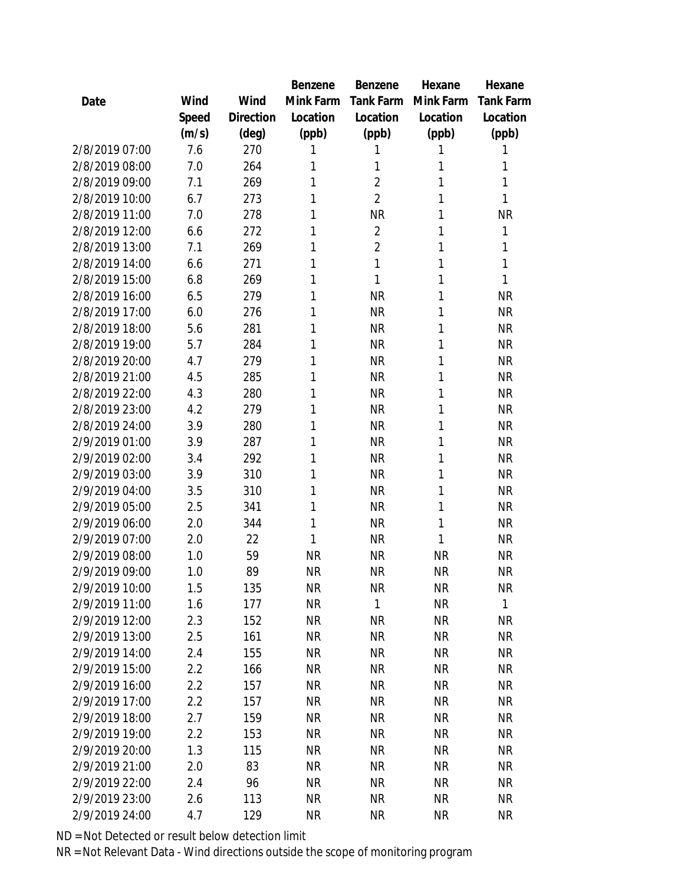| Date | Wind Speed (m/s) | Wind Direction (deg) | Benzene Mink Farm Location (ppb) | Benzene Tank Farm Location (ppb) | Hexane Mink Farm Location (ppb) | Hexane Tank Farm Location (ppb) |
|---|---|---|---|---|---|---|
| 2/8/2019 07:00 | 7.6 | 270 | 1 | 1 | 1 | 1 |
| 2/8/2019 08:00 | 7.0 | 264 | 1 | 1 | 1 | 1 |
| 2/8/2019 09:00 | 7.1 | 269 | 1 | 2 | 1 | 1 |
| 2/8/2019 10:00 | 6.7 | 273 | 1 | 2 | 1 | 1 |
| 2/8/2019 11:00 | 7.0 | 278 | 1 | NR | 1 | NR |
| 2/8/2019 12:00 | 6.6 | 272 | 1 | 2 | 1 | 1 |
| 2/8/2019 13:00 | 7.1 | 269 | 1 | 2 | 1 | 1 |
| 2/8/2019 14:00 | 6.6 | 271 | 1 | 1 | 1 | 1 |
| 2/8/2019 15:00 | 6.8 | 269 | 1 | 1 | 1 | 1 |
| 2/8/2019 16:00 | 6.5 | 279 | 1 | NR | 1 | NR |
| 2/8/2019 17:00 | 6.0 | 276 | 1 | NR | 1 | NR |
| 2/8/2019 18:00 | 5.6 | 281 | 1 | NR | 1 | NR |
| 2/8/2019 19:00 | 5.7 | 284 | 1 | NR | 1 | NR |
| 2/8/2019 20:00 | 4.7 | 279 | 1 | NR | 1 | NR |
| 2/8/2019 21:00 | 4.5 | 285 | 1 | NR | 1 | NR |
| 2/8/2019 22:00 | 4.3 | 280 | 1 | NR | 1 | NR |
| 2/8/2019 23:00 | 4.2 | 279 | 1 | NR | 1 | NR |
| 2/8/2019 24:00 | 3.9 | 280 | 1 | NR | 1 | NR |
| 2/9/2019 01:00 | 3.9 | 287 | 1 | NR | 1 | NR |
| 2/9/2019 02:00 | 3.4 | 292 | 1 | NR | 1 | NR |
| 2/9/2019 03:00 | 3.9 | 310 | 1 | NR | 1 | NR |
| 2/9/2019 04:00 | 3.5 | 310 | 1 | NR | 1 | NR |
| 2/9/2019 05:00 | 2.5 | 341 | 1 | NR | 1 | NR |
| 2/9/2019 06:00 | 2.0 | 344 | 1 | NR | 1 | NR |
| 2/9/2019 07:00 | 2.0 | 22 | 1 | NR | 1 | NR |
| 2/9/2019 08:00 | 1.0 | 59 | NR | NR | NR | NR |
| 2/9/2019 09:00 | 1.0 | 89 | NR | NR | NR | NR |
| 2/9/2019 10:00 | 1.5 | 135 | NR | NR | NR | NR |
| 2/9/2019 11:00 | 1.6 | 177 | NR | 1 | NR | 1 |
| 2/9/2019 12:00 | 2.3 | 152 | NR | NR | NR | NR |
| 2/9/2019 13:00 | 2.5 | 161 | NR | NR | NR | NR |
| 2/9/2019 14:00 | 2.4 | 155 | NR | NR | NR | NR |
| 2/9/2019 15:00 | 2.2 | 166 | NR | NR | NR | NR |
| 2/9/2019 16:00 | 2.2 | 157 | NR | NR | NR | NR |
| 2/9/2019 17:00 | 2.2 | 157 | NR | NR | NR | NR |
| 2/9/2019 18:00 | 2.7 | 159 | NR | NR | NR | NR |
| 2/9/2019 19:00 | 2.2 | 153 | NR | NR | NR | NR |
| 2/9/2019 20:00 | 1.3 | 115 | NR | NR | NR | NR |
| 2/9/2019 21:00 | 2.0 | 83 | NR | NR | NR | NR |
| 2/9/2019 22:00 | 2.4 | 96 | NR | NR | NR | NR |
| 2/9/2019 23:00 | 2.6 | 113 | NR | NR | NR | NR |
| 2/9/2019 24:00 | 4.7 | 129 | NR | NR | NR | NR |

ND = Not Detected or result below detection limit

NR = Not Relevant Data - Wind directions outside the scope of monitoring program